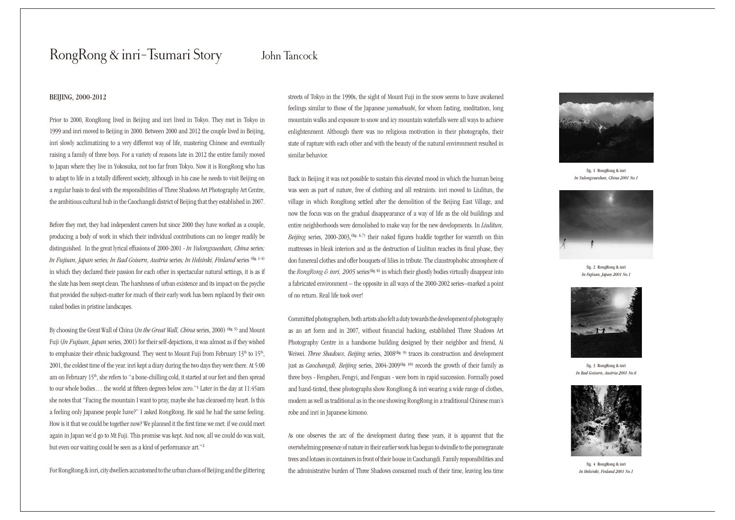# RongRong & inri-Tsumari Story

John Tancock

## BEIJING, 2000-2012

Prior to 2000, RongRong lived in Beijing and inri lived in Tokyo. They met in Tokyo in 1999 and inri moved to Beijing in 2000. Between 2000 and 2012 the couple lived in Beijing, inri slowly acclimatizing to a very different way of life, mastering Chinese and eventually raising a family of three boys. For a variety of reasons late in 2012 the entire family moved to Japan where they live in Yokosuka, not too far from Tokyo. Now it is RongRong who has to adapt to life in a totally different society, although in his case he needs to visit Beijing on a regular basis to deal with the responsibilities of Three Shadows Art Photography Art Centre, the ambitious cultural hub in the Caochangdi district of Beijing that they established in 2007.

Before they met, they had independent careers but since 2000 they have worked as a couple, producing a body of work in which their individual contributions can no longer readily be distinguished. In the great lyrical effusions of 2000-2001 - *In Yulongxueshan, China* series*; In Fujisan, Japan* series*; In Bad Goisern, Austria* series*; In Helsinki, Finland* series (fig. 1-4) in which they declared their passion for each other in spectacular natural settings, it is as if the slate has been swept clean. The harshness of urban existence and its impact on the psyche that provided the subject-matter for much of their early work has been replaced by their own naked bodies in pristine landscapes.

By choosing the Great Wall of China (*In the Great Wall, China* series, 2000) (fig. 5) and Mount Fuji (*In Fujisan, Japan* series, 2001) for their self-depictions, it was almost as if they wished to emphasize their ethnic background. They went to Mount Fuji from February 13th to 15th, 2001, the coldest time of the year. inri kept a diary during the two days they were there. At 5:00 am on February 15th, she refers to "a bone-chilling cold, it started at our feet and then spread to our whole bodies… the world at fifteen degrees below zero."[1] Later in the day at 11:45am she notes that "Facing the mountain I want to pray, maybe she has cleansed my heart. Is this a feeling only Japanese people have?" I asked RongRong. He said he had the same feeling. How is it that we could be together now? We planned it the first time we met: if we could meet again in Japan we'd go to Mt Fuji. This promise was kept. And now, all we could do was wait, but even our waiting could be seen as a kind of performance art."[2]

For RongRong & inri, city dwellers accustomed to the urban chaos of Beijing and the glittering streets of Tokyo in the 1990s, the sight of Mount Fuji in the snow seems to have awakened feelings similar to those of the Japanese *yamabushi*, for whom fasting, meditation, long mountain walks and exposure to snow and icy mountain waterfalls were all ways to achieve enlightenment. Although there was no religious motivation in their photographs, their state of rapture with each other and with the beauty of the natural environment resulted in similar behavior.

Back in Beijing it was not possible to sustain this elevated mood in which the human being was seen as part of nature, free of clothing and all restraints. inri moved to Liulitun, the village in which RongRong settled after the demolition of the Beijing East Village, and now the focus was on the gradual disappearance of a way of life as the old buildings and entire neighborhoods were demolished to make way for the new developments. In *Liulitun, Beijing* series, 2000-2003,(fig. 6,7) their naked figures huddle together for warmth on thin mattresses in bleak interiors and as the destruction of Liulitun reaches its final phase, they don funereal clothes and offer bouquets of lilies in tribute. The claustrophobic atmosphere of the *RongRong & inri, 2005* series(fig. 8) in which their ghostly bodies virtually disappear into a fabricated environment – the opposite in all ways of the 2000-2002 series–marked a point of no return. Real life took over!

Committed photographers, both artists also felt a duty towards the development of photography as an art form and in 2007, without financial backing, established Three Shadows Art Photography Centre in a handsome building designed by their neighbor and friend, Ai Weiwei. *Three Shadows, Beijing* series, 2008(fig. 9) traces its construction and development just as *Caochangdi, Beijing* series, 2004-2009(fig. 10) records the growth of their family as three boys - Fengshen, Fengyi, and Fengsan - were born in rapid succession. Formally posed and hand-tinted, these photographs show RongRong & inri wearing a wide range of clothes, modern as well as traditional as in the one showing RongRong in a traditional Chinese man's robe and inri in Japanese kimono.

As one observes the arc of the development during these years, it is apparent that the overwhelming presence of nature in their earlier work has begun to dwindle to the pomegranate trees and lotuses in containers in front of their house in Caochangdi. Family responsibilities and the administrative burden of Three Shadows consumed much of their time, leaving less time

fig. 1 RongRong & inri
*In Yulongxueshan, China 2001 No.1*

fig. 2 RongRong & inri
*In Fujisan, Japan 2001 No.1*

fig. 3 RongRong & inri
*In Bad Goisern, Austria 2001 No.6*

fig. 4 RongRong & inri
*In Helsinki, Finland 2001 No.1*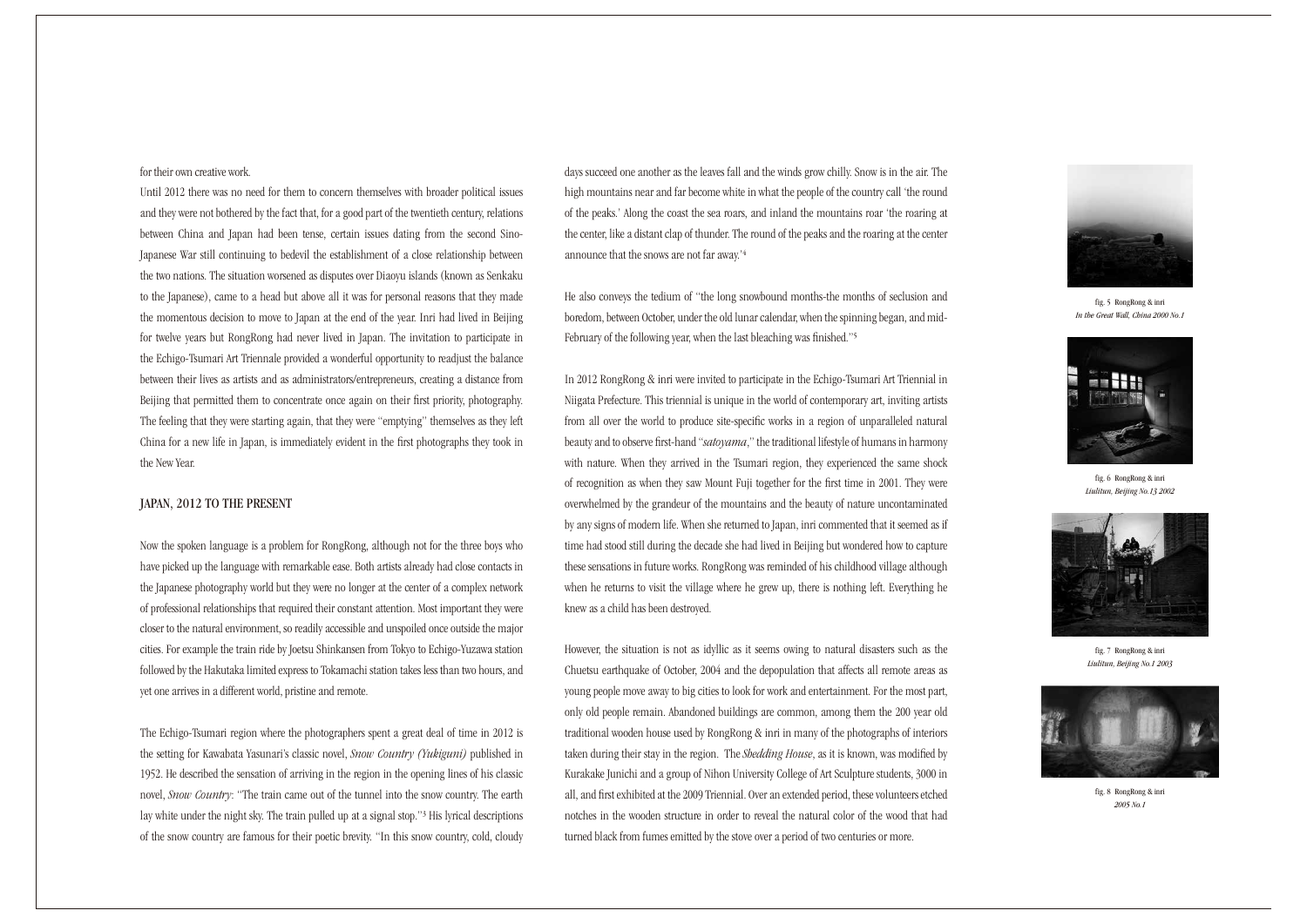for their own creative work.

Until 2012 there was no need for them to concern themselves with broader political issues and they were not bothered by the fact that, for a good part of the twentieth century, relations between China and Japan had been tense, certain issues dating from the second Sino-Japanese War still continuing to bedevil the establishment of a close relationship between the two nations. The situation worsened as disputes over Diaoyu islands (known as Senkaku to the Japanese), came to a head but above all it was for personal reasons that they made the momentous decision to move to Japan at the end of the year. Inri had lived in Beijing for twelve years but RongRong had never lived in Japan. The invitation to participate in the Echigo-Tsumari Art Triennale provided a wonderful opportunity to readjust the balance between their lives as artists and as administrators/entrepreneurs, creating a distance from Beijing that permitted them to concentrate once again on their first priority, photography. The feeling that they were starting again, that they were "emptying" themselves as they left China for a new life in Japan, is immediately evident in the first photographs they took in the New Year.

## JAPAN, 2012 TO THE PRESENT

Now the spoken language is a problem for RongRong, although not for the three boys who have picked up the language with remarkable ease. Both artists already had close contacts in the Japanese photography world but they were no longer at the center of a complex network of professional relationships that required their constant attention. Most important they were closer to the natural environment, so readily accessible and unspoiled once outside the major cities. For example the train ride by Joetsu Shinkansen from Tokyo to Echigo-Yuzawa station followed by the Hakutaka limited express to Tokamachi station takes less than two hours, and yet one arrives in a different world, pristine and remote.

The Echigo-Tsumari region where the photographers spent a great deal of time in 2012 is the setting for Kawabata Yasunari's classic novel, *Snow Country (Yukiguni)* published in 1952. He described the sensation of arriving in the region in the opening lines of his classic novel, *Snow Country*: "The train came out of the tunnel into the snow country. The earth lay white under the night sky. The train pulled up at a signal stop."[3] His lyrical descriptions of the snow country are famous for their poetic brevity. "In this snow country, cold, cloudy days succeed one another as the leaves fall and the winds grow chilly. Snow is in the air. The high mountains near and far become white in what the people of the country call 'the round of the peaks.' Along the coast the sea roars, and inland the mountains roar 'the roaring at the center, like a distant clap of thunder. The round of the peaks and the roaring at the center announce that the snows are not far away.'[4]

He also conveys the tedium of "the long snowbound months-the months of seclusion and boredom, between October, under the old lunar calendar, when the spinning began, and mid-February of the following year, when the last bleaching was finished."[5]

In 2012 RongRong & inri were invited to participate in the Echigo-Tsumari Art Triennial in Niigata Prefecture. This triennial is unique in the world of contemporary art, inviting artists from all over the world to produce site-specific works in a region of unparalleled natural beauty and to observe first-hand "*satoyama*," the traditional lifestyle of humans in harmony with nature. When they arrived in the Tsumari region, they experienced the same shock of recognition as when they saw Mount Fuji together for the first time in 2001. They were overwhelmed by the grandeur of the mountains and the beauty of nature uncontaminated by any signs of modern life. When she returned to Japan, inri commented that it seemed as if time had stood still during the decade she had lived in Beijing but wondered how to capture these sensations in future works. RongRong was reminded of his childhood village although when he returns to visit the village where he grew up, there is nothing left. Everything he knew as a child has been destroyed.

However, the situation is not as idyllic as it seems owing to natural disasters such as the Chuetsu earthquake of October, 2004 and the depopulation that affects all remote areas as young people move away to big cities to look for work and entertainment. For the most part, only old people remain. Abandoned buildings are common, among them the 200 year old traditional wooden house used by RongRong & inri in many of the photographs of interiors taken during their stay in the region. The *Shedding House*, as it is known, was modified by Kurakake Junichi and a group of Nihon University College of Art Sculpture students, 3000 in all, and first exhibited at the 2009 Triennial. Over an extended period, these volunteers etched notches in the wooden structure in order to reveal the natural color of the wood that had turned black from fumes emitted by the stove over a period of two centuries or more.

fig. 5 RongRong & inri
*In the Great Wall, China 2000 No.1*

fig. 6 RongRong & inri
*Liulitun, Beijing No.13 2002*

fig. 7 RongRong & inri
*Liulitun, Beijing No.1 2003*

fig. 8 RongRong & inri
*2005 No.1*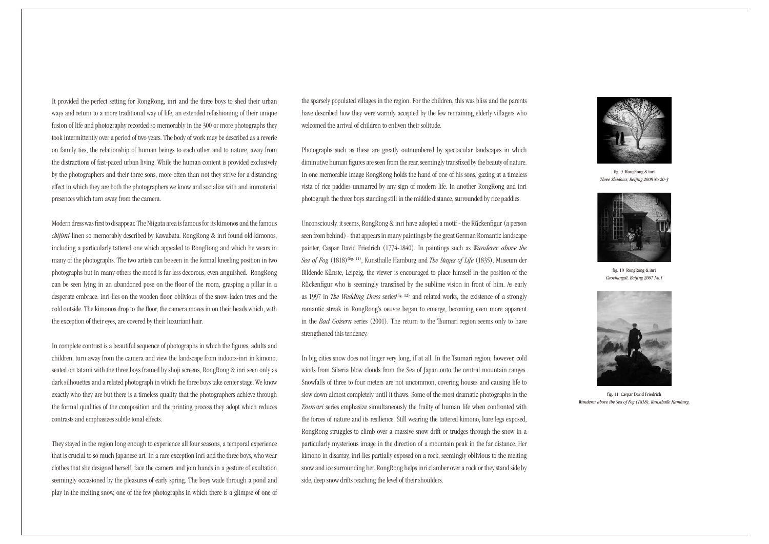It provided the perfect setting for RongRong, inri and the three boys to shed their urban ways and return to a more traditional way of life, an extended refashioning of their unique fusion of life and photography recorded so memorably in the 300 or more photographs they took intermittently over a period of two years. The body of work may be described as a reverie on family ties, the relationship of human beings to each other and to nature, away from the distractions of fast-paced urban living. While the human content is provided exclusively by the photographers and their three sons, more often than not they strive for a distancing effect in which they are both the photographers we know and socialize with and immaterial presences which turn away from the camera.

Modern dress was first to disappear. The Niigata area is famous for its kimonos and the famous *chijimi* linen so memorably described by Kawabata. RongRong & inri found old kimonos, including a particularly tattered one which appealed to RongRong and which he wears in many of the photographs. The two artists can be seen in the formal kneeling position in two photographs but in many others the mood is far less decorous, even anguished. RongRong can be seen lying in an abandoned pose on the floor of the room, grasping a pillar in a desperate embrace. inri lies on the wooden floor, oblivious of the snow-laden trees and the cold outside. The kimonos drop to the floor, the camera moves in on their heads which, with the exception of their eyes, are covered by their luxuriant hair.

In complete contrast is a beautiful sequence of photographs in which the figures, adults and children, turn away from the camera and view the landscape from indoors-inri in kimono, seated on tatami with the three boys framed by shoji screens, RongRong & inri seen only as dark silhouettes and a related photograph in which the three boys take center stage. We know exactly who they are but there is a timeless quality that the photographers achieve through the formal qualities of the composition and the printing process they adopt which reduces contrasts and emphasizes subtle tonal effects.

They stayed in the region long enough to experience all four seasons, a temporal experience that is crucial to so much Japanese art. In a rare exception inri and the three boys, who wear clothes that she designed herself, face the camera and join hands in a gesture of exultation seemingly occasioned by the pleasures of early spring. The boys wade through a pond and play in the melting snow, one of the few photographs in which there is a glimpse of one of the sparsely populated villages in the region. For the children, this was bliss and the parents have described how they were warmly accepted by the few remaining elderly villagers who welcomed the arrival of children to enliven their solitude.

Photographs such as these are greatly outnumbered by spectacular landscapes in which diminutive human figures are seen from the rear, seemingly transfixed by the beauty of nature. In one memorable image RongRong holds the hand of one of his sons, gazing at a timeless vista of rice paddies unmarred by any sign of modern life. In another RongRong and inri photograph the three boys standing still in the middle distance, surrounded by rice paddies.

Unconsciously, it seems, RongRong & inri have adopted a motif - the Rückenfigur (a person seen from behind) - that appears in many paintings by the great German Romantic landscape painter, Caspar David Friedrich (1774-1840). In paintings such as *Wanderer above the Sea of Fog* (1818)[fig. 11], Kunsthalle Hamburg and *The Stages of Life* (1835), Museum der Bildende Künste, Leipzig, the viewer is encouraged to place himself in the position of the Rückenfigur who is seemingly transfixed by the sublime vision in front of him. As early as 1997 in *The Wedding Dress* series[fig. 12] and related works, the existence of a strongly romantic streak in RongRong's oeuvre began to emerge, becoming even more apparent in the *Bad Goisern* series (2001). The return to the Tsumari region seems only to have strengthened this tendency.

In big cities snow does not linger very long, if at all. In the Tsumari region, however, cold winds from Siberia blow clouds from the Sea of Japan onto the central mountain ranges. Snowfalls of three to four meters are not uncommon, covering houses and causing life to slow down almost completely until it thaws. Some of the most dramatic photographs in the *Tsumari* series emphasize simultaneously the frailty of human life when confronted with the forces of nature and its resilience. Still wearing the tattered kimono, bare legs exposed, RongRong struggles to climb over a massive snow drift or trudges through the snow in a particularly mysterious image in the direction of a mountain peak in the far distance. Her kimono in disarray, inri lies partially exposed on a rock, seemingly oblivious to the melting snow and ice surrounding her. RongRong helps inri clamber over a rock or they stand side by side, deep snow drifts reaching the level of their shoulders.

fig. 9 RongRong & inri
*Three Shadows, Beijing 2008 No.20-3*

fig. 10 RongRong & inri
*Caochangdi, Beijing 2007 No.1*

fig. 11 Caspar David Friedrich
*Wanderer above the Sea of Fog (1818), Kunsthalle Hamburg.*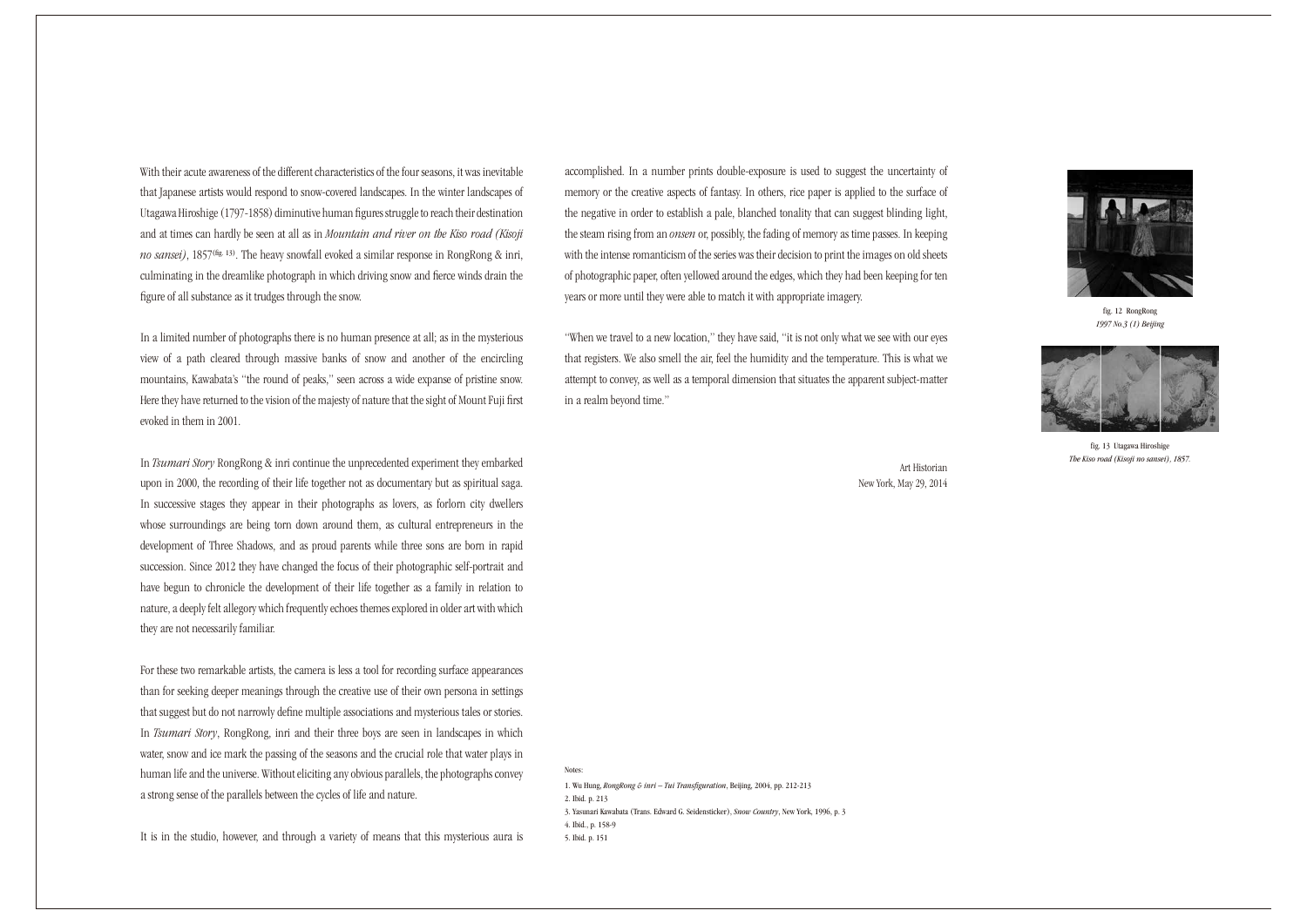With their acute awareness of the different characteristics of the four seasons, it was inevitable that Japanese artists would respond to snow-covered landscapes. In the winter landscapes of Utagawa Hiroshige (1797-1858) diminutive human figures struggle to reach their destination and at times can hardly be seen at all as in *Mountain and river on the Kiso road (Kisoji no sansei)*, 1857[fig. 13]. The heavy snowfall evoked a similar response in RongRong & inri, culminating in the dreamlike photograph in which driving snow and fierce winds drain the figure of all substance as it trudges through the snow.

In a limited number of photographs there is no human presence at all; as in the mysterious view of a path cleared through massive banks of snow and another of the encircling mountains, Kawabata's "the round of peaks," seen across a wide expanse of pristine snow. Here they have returned to the vision of the majesty of nature that the sight of Mount Fuji first evoked in them in 2001.

In *Tsumari Story* RongRong & inri continue the unprecedented experiment they embarked upon in 2000, the recording of their life together not as documentary but as spiritual saga. In successive stages they appear in their photographs as lovers, as forlorn city dwellers whose surroundings are being torn down around them, as cultural entrepreneurs in the development of Three Shadows, and as proud parents while three sons are born in rapid succession. Since 2012 they have changed the focus of their photographic self-portrait and have begun to chronicle the development of their life together as a family in relation to nature, a deeply felt allegory which frequently echoes themes explored in older art with which they are not necessarily familiar.

For these two remarkable artists, the camera is less a tool for recording surface appearances than for seeking deeper meanings through the creative use of their own persona in settings that suggest but do not narrowly define multiple associations and mysterious tales or stories. In *Tsumari Story*, RongRong, inri and their three boys are seen in landscapes in which water, snow and ice mark the passing of the seasons and the crucial role that water plays in human life and the universe. Without eliciting any obvious parallels, the photographs convey a strong sense of the parallels between the cycles of life and nature.

It is in the studio, however, and through a variety of means that this mysterious aura is accomplished. In a number prints double-exposure is used to suggest the uncertainty of memory or the creative aspects of fantasy. In others, rice paper is applied to the surface of the negative in order to establish a pale, blanched tonality that can suggest blinding light, the steam rising from an *onsen* or, possibly, the fading of memory as time passes. In keeping with the intense romanticism of the series was their decision to print the images on old sheets of photographic paper, often yellowed around the edges, which they had been keeping for ten years or more until they were able to match it with appropriate imagery.

"When we travel to a new location," they have said, "it is not only what we see with our eyes that registers. We also smell the air, feel the humidity and the temperature. This is what we attempt to convey, as well as a temporal dimension that situates the apparent subject-matter in a realm beyond time."

Art Historian
New York, May 29, 2014

fig. 12 RongRong
*1997 No.3 (1) Beijing*

fig. 13 Utagawa Hiroshige
*The Kiso road (Kisoji no sansei), 1857.*

Notes:

1. Wu Hung, *RongRong & inri – Tui Transfiguration*, Beijing, 2004, pp. 212-213
2. Ibid. p. 213
3. Yasunari Kawabata (Trans. Edward G. Seidensticker), *Snow Country*, New York, 1996, p. 3
4. Ibid., p. 158-9
5. Ibid. p. 151